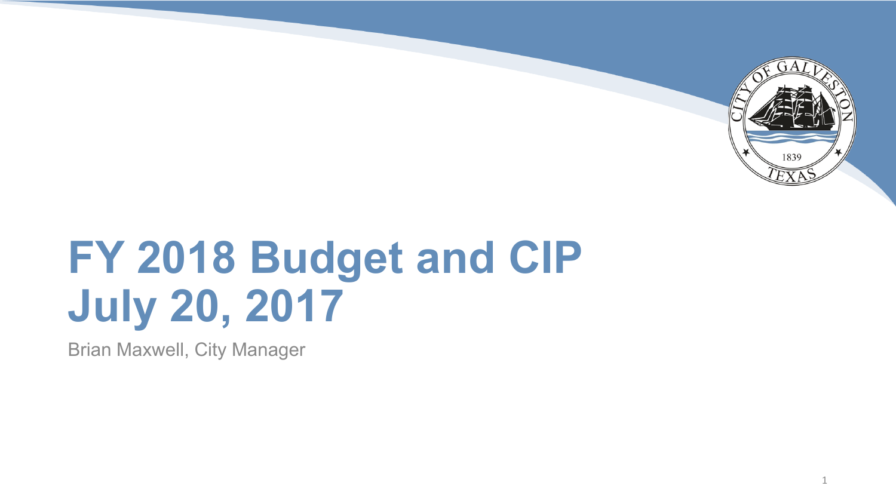# FY 2018 Budget and CIP
# July 20, 2017

Brian Maxwell, City Manager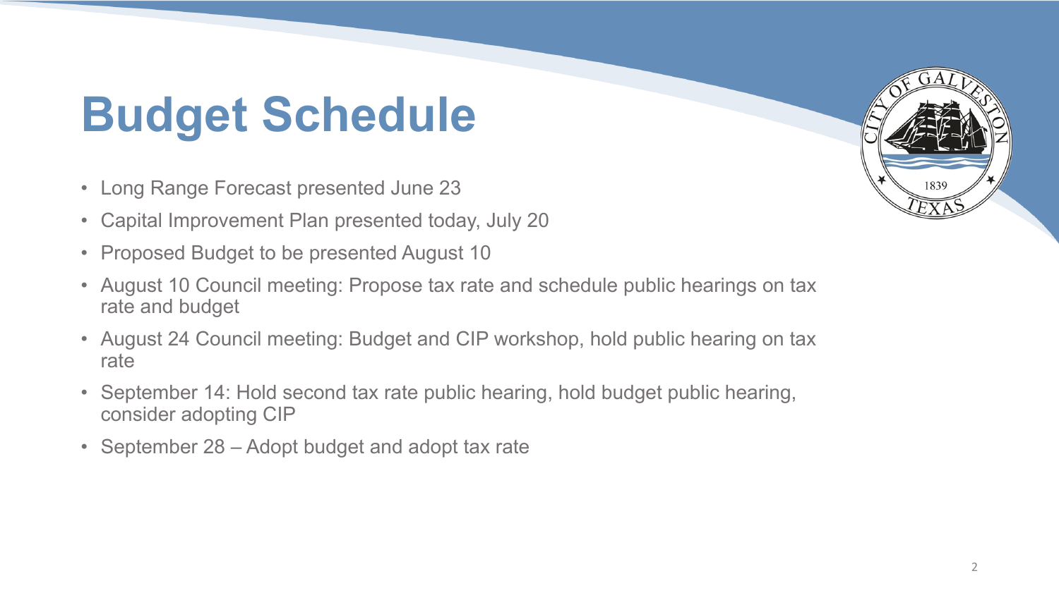# Budget Schedule

- Long Range Forecast presented June 23
- Capital Improvement Plan presented today, July 20
- Proposed Budget to be presented August 10
- August 10 Council meeting: Propose tax rate and schedule public hearings on tax rate and budget
- August 24 Council meeting: Budget and CIP workshop, hold public hearing on tax rate
- September 14: Hold second tax rate public hearing, hold budget public hearing, consider adopting CIP
- September 28 – Adopt budget and adopt tax rate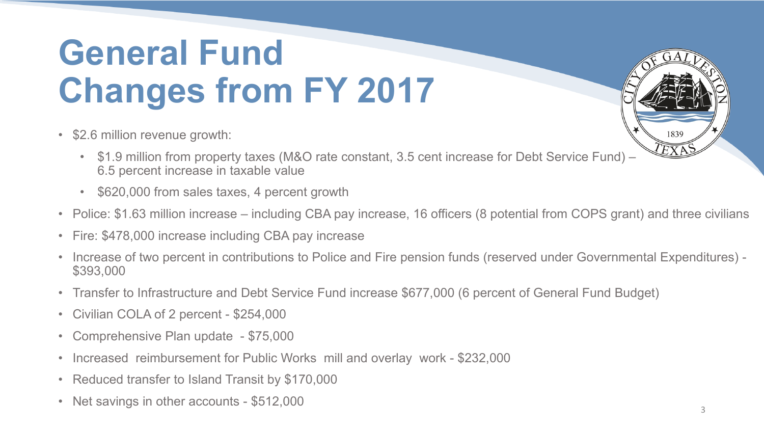# General Fund Changes from FY 2017

- $2.6 million revenue growth:
  - $1.9 million from property taxes (M&O rate constant, 3.5 cent increase for Debt Service Fund) – 6.5 percent increase in taxable value
  - $620,000 from sales taxes, 4 percent growth
- Police: $1.63 million increase – including CBA pay increase, 16 officers (8 potential from COPS grant) and three civilians
- Fire: $478,000 increase including CBA pay increase
- Increase of two percent in contributions to Police and Fire pension funds (reserved under Governmental Expenditures) - $393,000
- Transfer to Infrastructure and Debt Service Fund increase $677,000 (6 percent of General Fund Budget)
- Civilian COLA of 2 percent - $254,000
- Comprehensive Plan update - $75,000
- Increased reimbursement for Public Works mill and overlay work - $232,000
- Reduced transfer to Island Transit by $170,000
- Net savings in other accounts - $512,000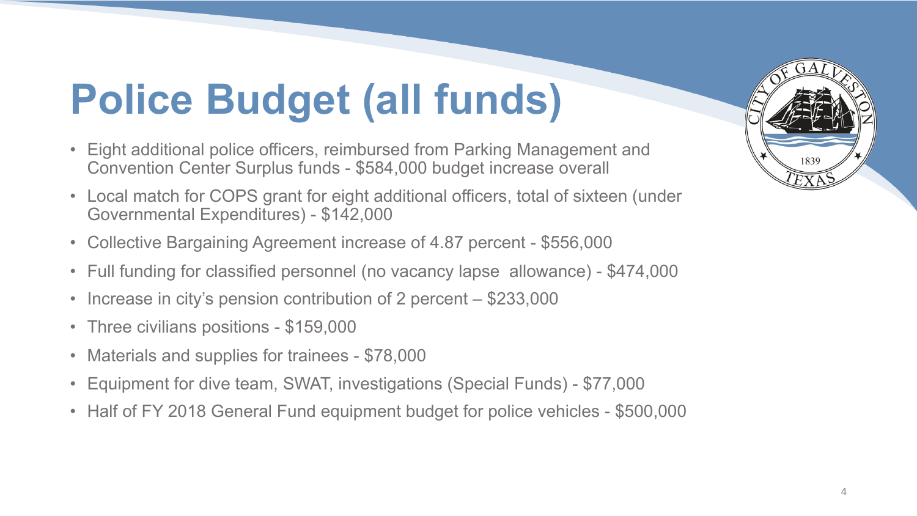# Police Budget (all funds)

- Eight additional police officers, reimbursed from Parking Management and Convention Center Surplus funds - $584,000 budget increase overall
- Local match for COPS grant for eight additional officers, total of sixteen (under Governmental Expenditures) - $142,000
- Collective Bargaining Agreement increase of 4.87 percent - $556,000
- Full funding for classified personnel (no vacancy lapse allowance) - $474,000
- Increase in city's pension contribution of 2 percent – $233,000
- Three civilians positions - $159,000
- Materials and supplies for trainees - $78,000
- Equipment for dive team, SWAT, investigations (Special Funds) - $77,000
- Half of FY 2018 General Fund equipment budget for police vehicles - $500,000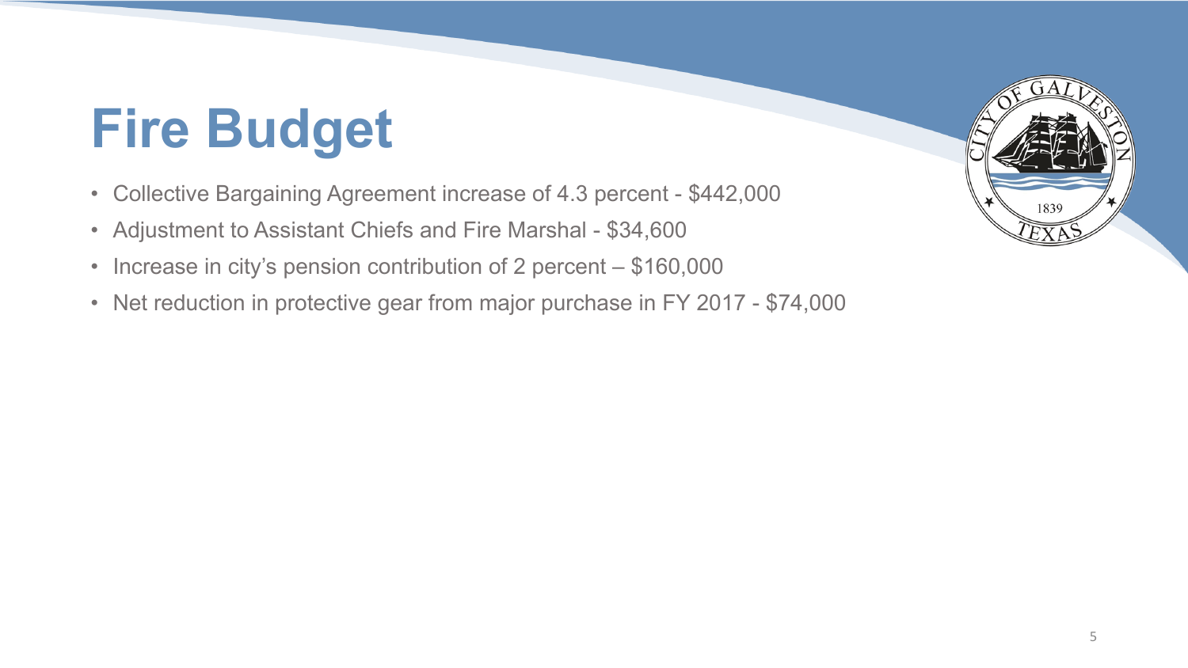# Fire Budget

- Collective Bargaining Agreement increase of 4.3 percent - $442,000
- Adjustment to Assistant Chiefs and Fire Marshal - $34,600
- Increase in city's pension contribution of 2 percent – $160,000
- Net reduction in protective gear from major purchase in FY 2017 - $74,000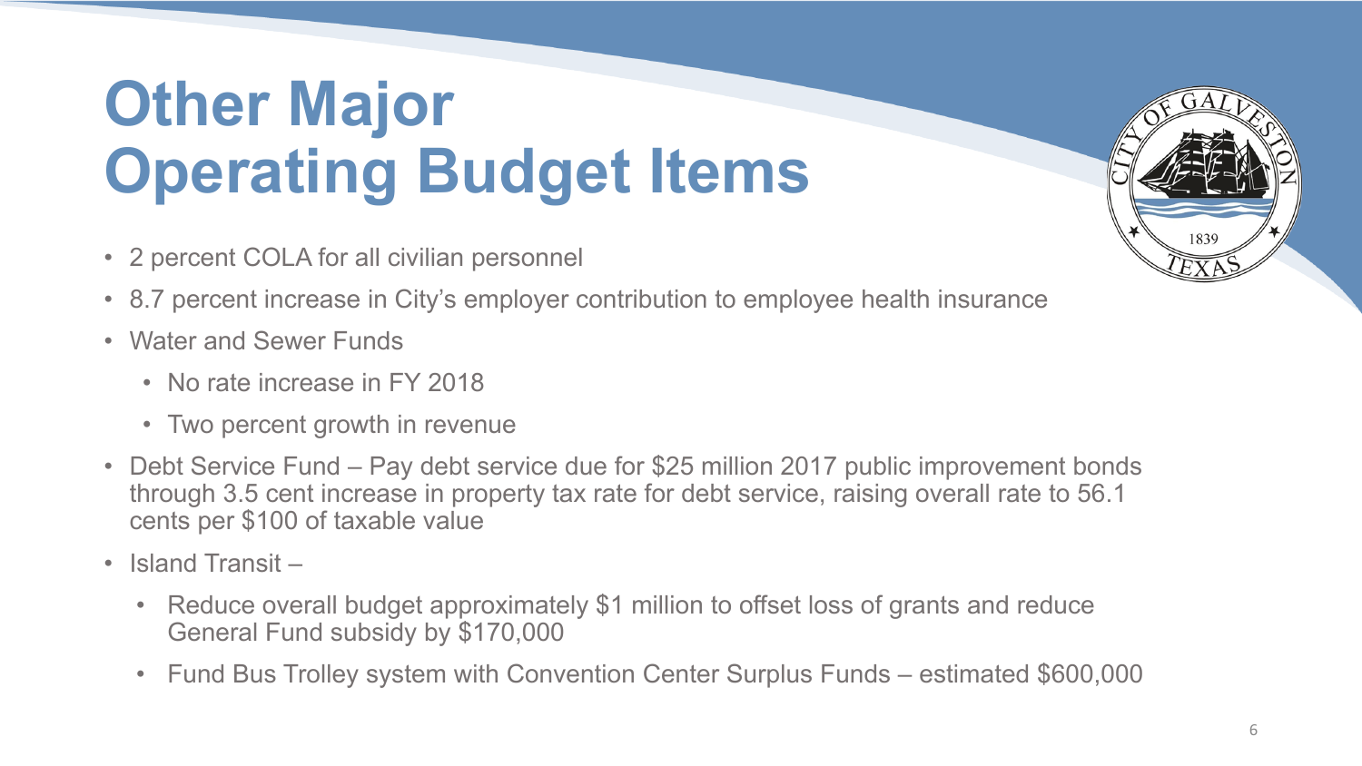# Other Major Operating Budget Items

- 2 percent COLA for all civilian personnel
- 8.7 percent increase in City's employer contribution to employee health insurance
- Water and Sewer Funds
  - No rate increase in FY 2018
  - Two percent growth in revenue
- Debt Service Fund – Pay debt service due for $25 million 2017 public improvement bonds through 3.5 cent increase in property tax rate for debt service, raising overall rate to 56.1 cents per $100 of taxable value
- Island Transit –
  - Reduce overall budget approximately $1 million to offset loss of grants and reduce General Fund subsidy by $170,000
  - Fund Bus Trolley system with Convention Center Surplus Funds – estimated $600,000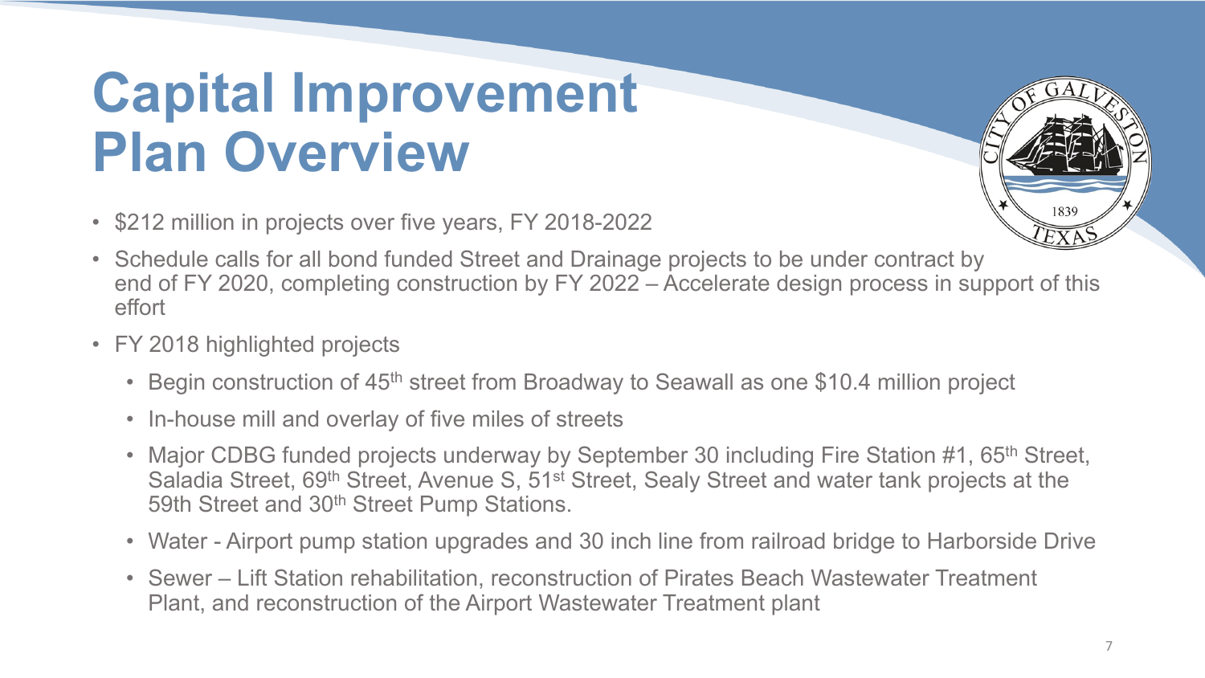# Capital Improvement Plan Overview

- $212 million in projects over five years, FY 2018-2022
- Schedule calls for all bond funded Street and Drainage projects to be under contract by end of FY 2020, completing construction by FY 2022 – Accelerate design process in support of this effort
- FY 2018 highlighted projects
  - Begin construction of 45th street from Broadway to Seawall as one $10.4 million project
  - In-house mill and overlay of five miles of streets
  - Major CDBG funded projects underway by September 30 including Fire Station #1, 65th Street, Saladia Street, 69th Street, Avenue S, 51st Street, Sealy Street and water tank projects at the 59th Street and 30th Street Pump Stations.
  - Water - Airport pump station upgrades and 30 inch line from railroad bridge to Harborside Drive
  - Sewer – Lift Station rehabilitation, reconstruction of Pirates Beach Wastewater Treatment Plant, and reconstruction of the Airport Wastewater Treatment plant